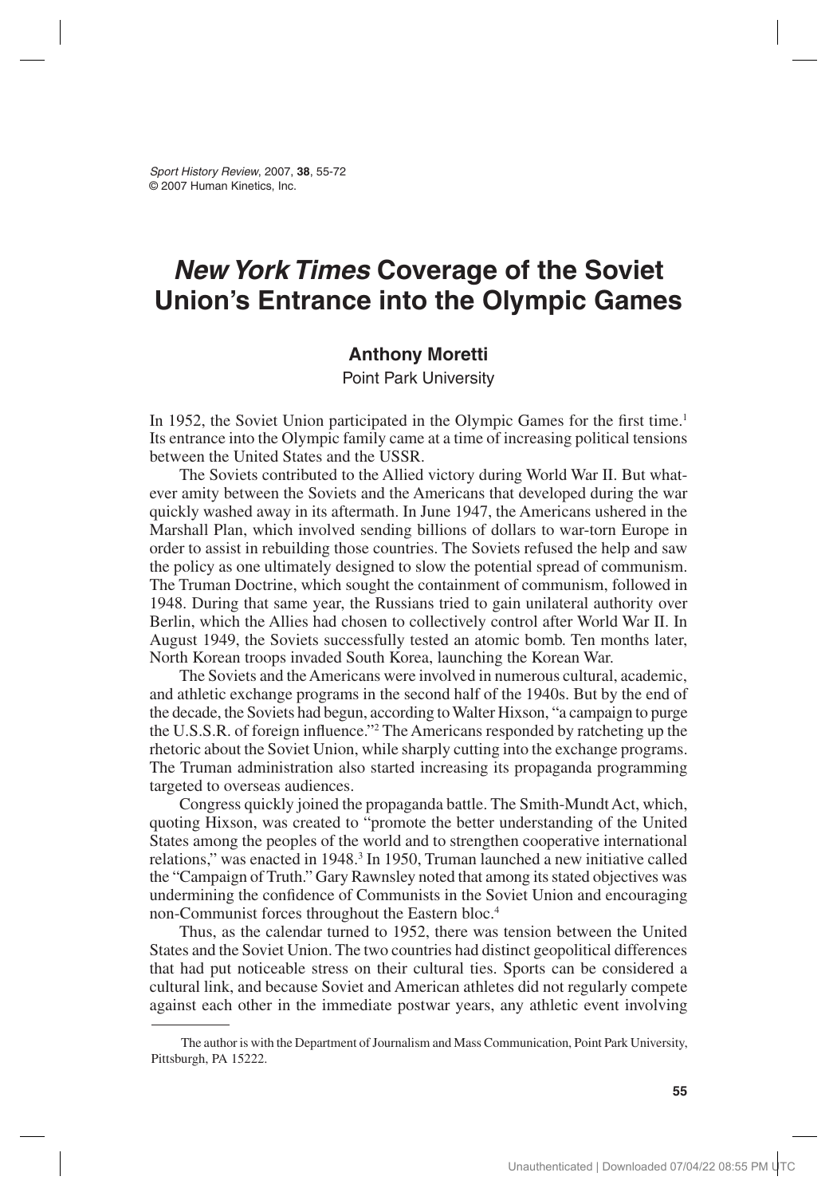*Sport History Review*, 2007, **38**, 55-72
© 2007 Human Kinetics, Inc.

# *New York Times* Coverage of the Soviet Union's Entrance into the Olympic Games

**Anthony Moretti**

Point Park University

In 1952, the Soviet Union participated in the Olympic Games for the first time.[1] Its entrance into the Olympic family came at a time of increasing political tensions between the United States and the USSR.

The Soviets contributed to the Allied victory during World War II. But whatever amity between the Soviets and the Americans that developed during the war quickly washed away in its aftermath. In June 1947, the Americans ushered in the Marshall Plan, which involved sending billions of dollars to war-torn Europe in order to assist in rebuilding those countries. The Soviets refused the help and saw the policy as one ultimately designed to slow the potential spread of communism. The Truman Doctrine, which sought the containment of communism, followed in 1948. During that same year, the Russians tried to gain unilateral authority over Berlin, which the Allies had chosen to collectively control after World War II. In August 1949, the Soviets successfully tested an atomic bomb. Ten months later, North Korean troops invaded South Korea, launching the Korean War.

The Soviets and the Americans were involved in numerous cultural, academic, and athletic exchange programs in the second half of the 1940s. But by the end of the decade, the Soviets had begun, according to Walter Hixson, "a campaign to purge the U.S.S.R. of foreign influence."[2] The Americans responded by ratcheting up the rhetoric about the Soviet Union, while sharply cutting into the exchange programs. The Truman administration also started increasing its propaganda programming targeted to overseas audiences.

Congress quickly joined the propaganda battle. The Smith-Mundt Act, which, quoting Hixson, was created to "promote the better understanding of the United States among the peoples of the world and to strengthen cooperative international relations," was enacted in 1948.[3] In 1950, Truman launched a new initiative called the "Campaign of Truth." Gary Rawnsley noted that among its stated objectives was undermining the confidence of Communists in the Soviet Union and encouraging non-Communist forces throughout the Eastern bloc.[4]

Thus, as the calendar turned to 1952, there was tension between the United States and the Soviet Union. The two countries had distinct geopolitical differences that had put noticeable stress on their cultural ties. Sports can be considered a cultural link, and because Soviet and American athletes did not regularly compete against each other in the immediate postwar years, any athletic event involving

---

The author is with the Department of Journalism and Mass Communication, Point Park University, Pittsburgh, PA 15222.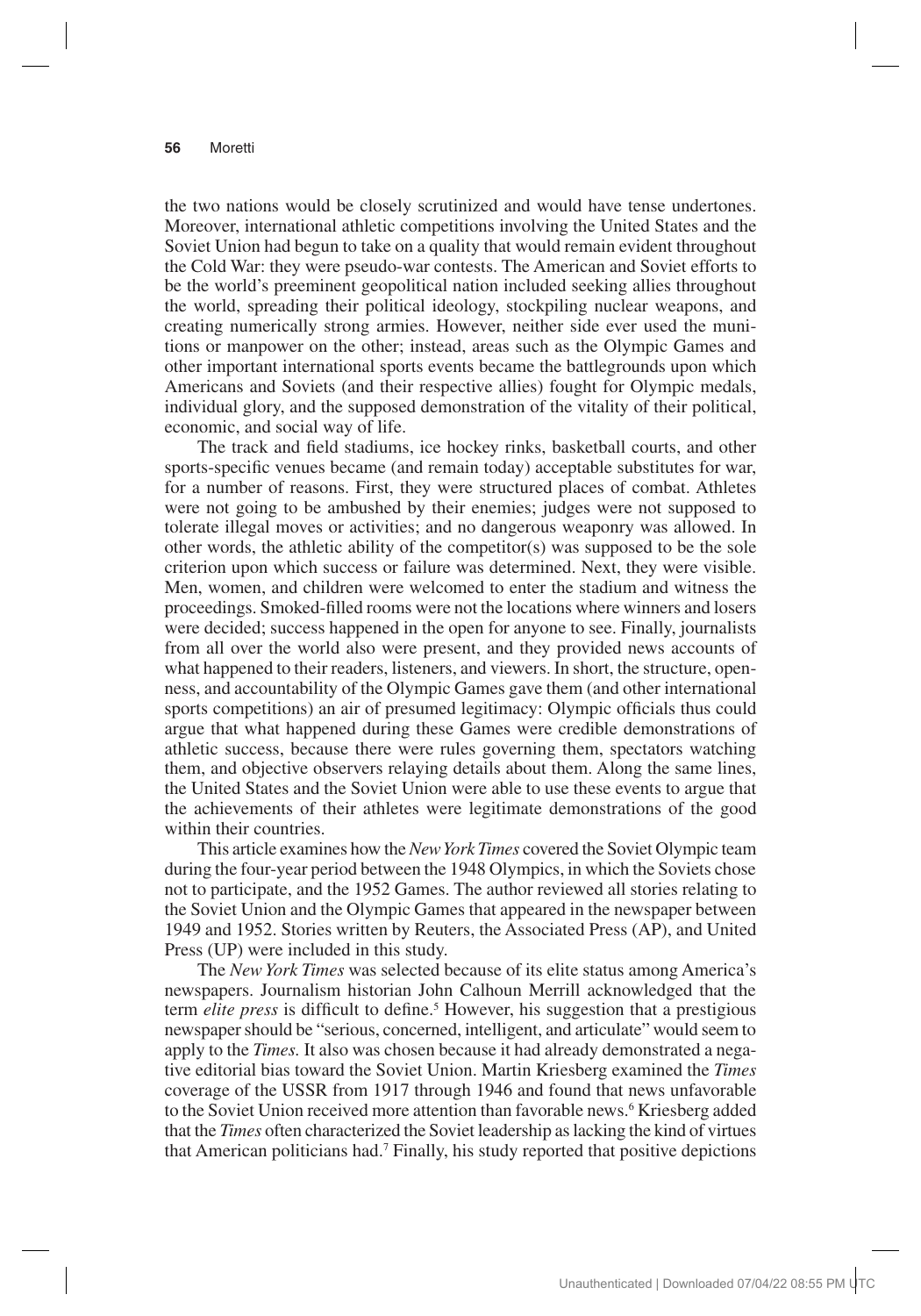the two nations would be closely scrutinized and would have tense undertones. Moreover, international athletic competitions involving the United States and the Soviet Union had begun to take on a quality that would remain evident throughout the Cold War: they were pseudo-war contests. The American and Soviet efforts to be the world's preeminent geopolitical nation included seeking allies throughout the world, spreading their political ideology, stockpiling nuclear weapons, and creating numerically strong armies. However, neither side ever used the munitions or manpower on the other; instead, areas such as the Olympic Games and other important international sports events became the battlegrounds upon which Americans and Soviets (and their respective allies) fought for Olympic medals, individual glory, and the supposed demonstration of the vitality of their political, economic, and social way of life.

The track and field stadiums, ice hockey rinks, basketball courts, and other sports-specific venues became (and remain today) acceptable substitutes for war, for a number of reasons. First, they were structured places of combat. Athletes were not going to be ambushed by their enemies; judges were not supposed to tolerate illegal moves or activities; and no dangerous weaponry was allowed. In other words, the athletic ability of the competitor(s) was supposed to be the sole criterion upon which success or failure was determined. Next, they were visible. Men, women, and children were welcomed to enter the stadium and witness the proceedings. Smoked-filled rooms were not the locations where winners and losers were decided; success happened in the open for anyone to see. Finally, journalists from all over the world also were present, and they provided news accounts of what happened to their readers, listeners, and viewers. In short, the structure, openness, and accountability of the Olympic Games gave them (and other international sports competitions) an air of presumed legitimacy: Olympic officials thus could argue that what happened during these Games were credible demonstrations of athletic success, because there were rules governing them, spectators watching them, and objective observers relaying details about them. Along the same lines, the United States and the Soviet Union were able to use these events to argue that the achievements of their athletes were legitimate demonstrations of the good within their countries.

This article examines how the *New York Times* covered the Soviet Olympic team during the four-year period between the 1948 Olympics, in which the Soviets chose not to participate, and the 1952 Games. The author reviewed all stories relating to the Soviet Union and the Olympic Games that appeared in the newspaper between 1949 and 1952. Stories written by Reuters, the Associated Press (AP), and United Press (UP) were included in this study.

The *New York Times* was selected because of its elite status among America's newspapers. Journalism historian John Calhoun Merrill acknowledged that the term *elite press* is difficult to define.[5] However, his suggestion that a prestigious newspaper should be "serious, concerned, intelligent, and articulate" would seem to apply to the *Times*. It also was chosen because it had already demonstrated a negative editorial bias toward the Soviet Union. Martin Kriesberg examined the *Times* coverage of the USSR from 1917 through 1946 and found that news unfavorable to the Soviet Union received more attention than favorable news.[6] Kriesberg added that the *Times* often characterized the Soviet leadership as lacking the kind of virtues that American politicians had.[7] Finally, his study reported that positive depictions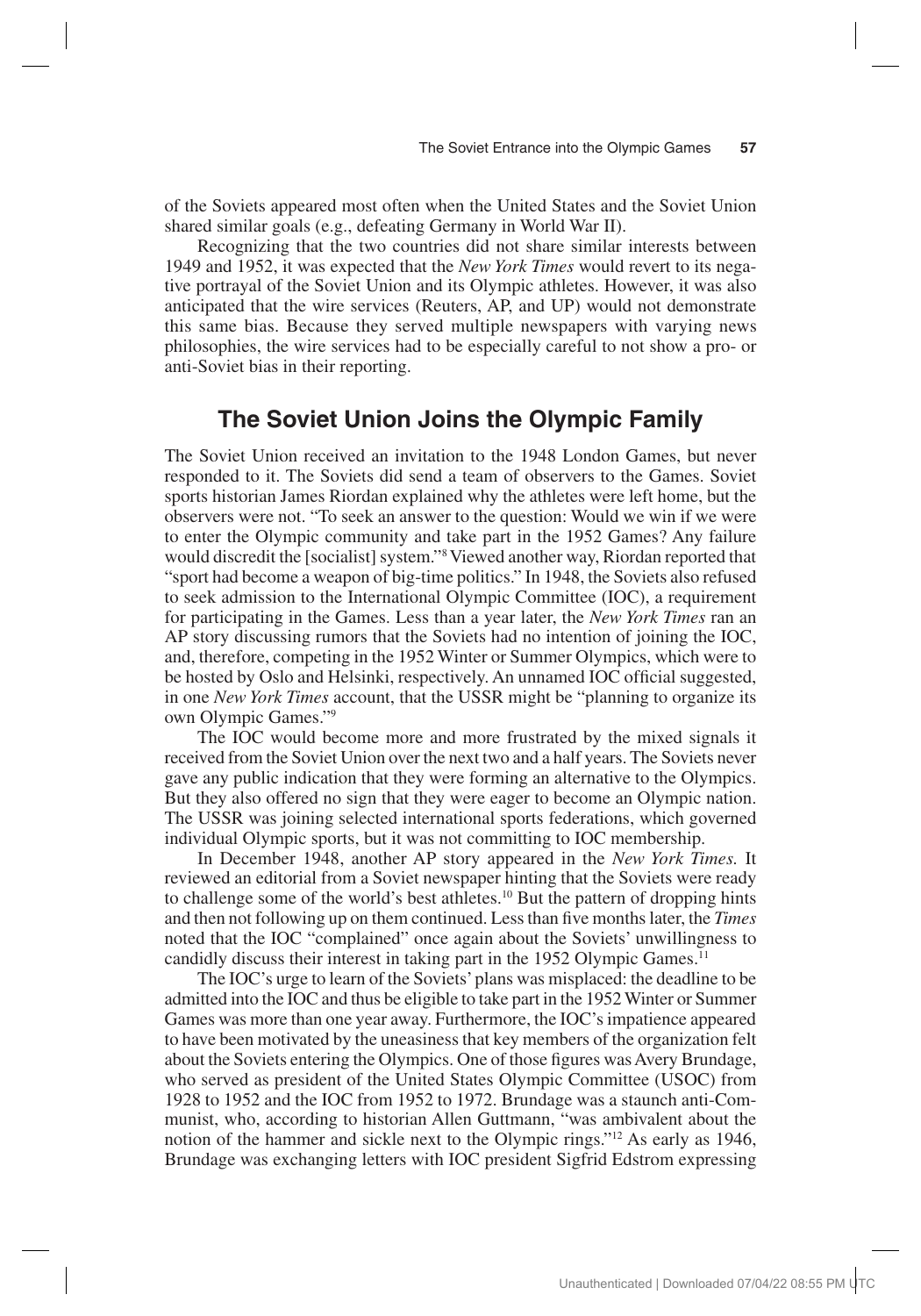of the Soviets appeared most often when the United States and the Soviet Union shared similar goals (e.g., defeating Germany in World War II).

Recognizing that the two countries did not share similar interests between 1949 and 1952, it was expected that the *New York Times* would revert to its negative portrayal of the Soviet Union and its Olympic athletes. However, it was also anticipated that the wire services (Reuters, AP, and UP) would not demonstrate this same bias. Because they served multiple newspapers with varying news philosophies, the wire services had to be especially careful to not show a pro- or anti-Soviet bias in their reporting.

## The Soviet Union Joins the Olympic Family

The Soviet Union received an invitation to the 1948 London Games, but never responded to it. The Soviets did send a team of observers to the Games. Soviet sports historian James Riordan explained why the athletes were left home, but the observers were not. "To seek an answer to the question: Would we win if we were to enter the Olympic community and take part in the 1952 Games? Any failure would discredit the [socialist] system."[8] Viewed another way, Riordan reported that "sport had become a weapon of big-time politics." In 1948, the Soviets also refused to seek admission to the International Olympic Committee (IOC), a requirement for participating in the Games. Less than a year later, the *New York Times* ran an AP story discussing rumors that the Soviets had no intention of joining the IOC, and, therefore, competing in the 1952 Winter or Summer Olympics, which were to be hosted by Oslo and Helsinki, respectively. An unnamed IOC official suggested, in one *New York Times* account, that the USSR might be "planning to organize its own Olympic Games."[9]

The IOC would become more and more frustrated by the mixed signals it received from the Soviet Union over the next two and a half years. The Soviets never gave any public indication that they were forming an alternative to the Olympics. But they also offered no sign that they were eager to become an Olympic nation. The USSR was joining selected international sports federations, which governed individual Olympic sports, but it was not committing to IOC membership.

In December 1948, another AP story appeared in the *New York Times.* It reviewed an editorial from a Soviet newspaper hinting that the Soviets were ready to challenge some of the world's best athletes.[10] But the pattern of dropping hints and then not following up on them continued. Less than five months later, the *Times* noted that the IOC "complained" once again about the Soviets' unwillingness to candidly discuss their interest in taking part in the 1952 Olympic Games.[11]

The IOC's urge to learn of the Soviets' plans was misplaced: the deadline to be admitted into the IOC and thus be eligible to take part in the 1952 Winter or Summer Games was more than one year away. Furthermore, the IOC's impatience appeared to have been motivated by the uneasiness that key members of the organization felt about the Soviets entering the Olympics. One of those figures was Avery Brundage, who served as president of the United States Olympic Committee (USOC) from 1928 to 1952 and the IOC from 1952 to 1972. Brundage was a staunch anti-Communist, who, according to historian Allen Guttmann, "was ambivalent about the notion of the hammer and sickle next to the Olympic rings."[12] As early as 1946, Brundage was exchanging letters with IOC president Sigfrid Edstrom expressing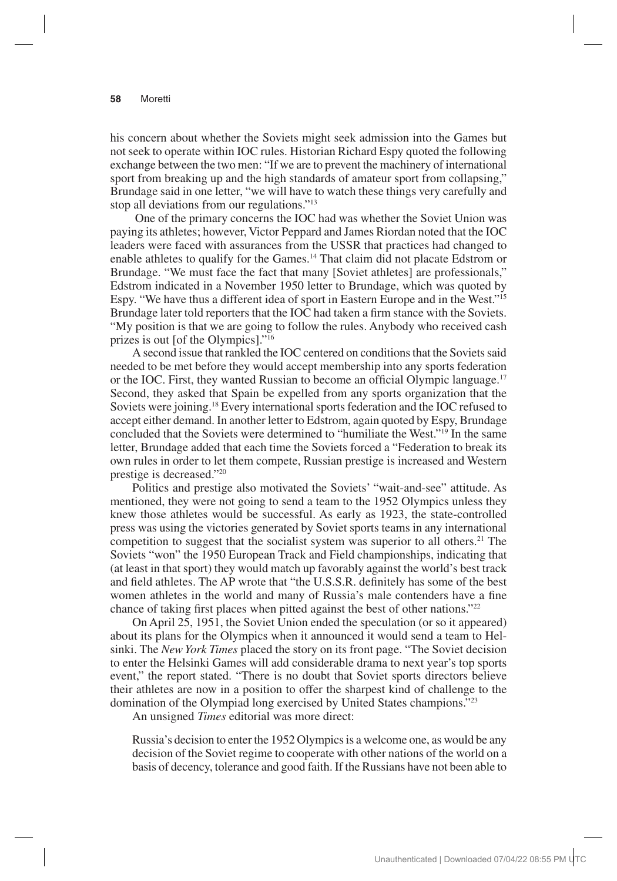his concern about whether the Soviets might seek admission into the Games but not seek to operate within IOC rules. Historian Richard Espy quoted the following exchange between the two men: "If we are to prevent the machinery of international sport from breaking up and the high standards of amateur sport from collapsing," Brundage said in one letter, "we will have to watch these things very carefully and stop all deviations from our regulations."[13]

One of the primary concerns the IOC had was whether the Soviet Union was paying its athletes; however, Victor Peppard and James Riordan noted that the IOC leaders were faced with assurances from the USSR that practices had changed to enable athletes to qualify for the Games.[14] That claim did not placate Edstrom or Brundage. "We must face the fact that many [Soviet athletes] are professionals," Edstrom indicated in a November 1950 letter to Brundage, which was quoted by Espy. "We have thus a different idea of sport in Eastern Europe and in the West."[15] Brundage later told reporters that the IOC had taken a firm stance with the Soviets. "My position is that we are going to follow the rules. Anybody who received cash prizes is out [of the Olympics]."[16]

A second issue that rankled the IOC centered on conditions that the Soviets said needed to be met before they would accept membership into any sports federation or the IOC. First, they wanted Russian to become an official Olympic language.[17] Second, they asked that Spain be expelled from any sports organization that the Soviets were joining.[18] Every international sports federation and the IOC refused to accept either demand. In another letter to Edstrom, again quoted by Espy, Brundage concluded that the Soviets were determined to "humiliate the West."[19] In the same letter, Brundage added that each time the Soviets forced a "Federation to break its own rules in order to let them compete, Russian prestige is increased and Western prestige is decreased."[20]

Politics and prestige also motivated the Soviets' "wait-and-see" attitude. As mentioned, they were not going to send a team to the 1952 Olympics unless they knew those athletes would be successful. As early as 1923, the state-controlled press was using the victories generated by Soviet sports teams in any international competition to suggest that the socialist system was superior to all others.[21] The Soviets "won" the 1950 European Track and Field championships, indicating that (at least in that sport) they would match up favorably against the world's best track and field athletes. The AP wrote that "the U.S.S.R. definitely has some of the best women athletes in the world and many of Russia's male contenders have a fine chance of taking first places when pitted against the best of other nations."[22]

On April 25, 1951, the Soviet Union ended the speculation (or so it appeared) about its plans for the Olympics when it announced it would send a team to Helsinki. The *New York Times* placed the story on its front page. "The Soviet decision to enter the Helsinki Games will add considerable drama to next year's top sports event," the report stated. "There is no doubt that Soviet sports directors believe their athletes are now in a position to offer the sharpest kind of challenge to the domination of the Olympiad long exercised by United States champions."[23]

An unsigned *Times* editorial was more direct:

> Russia's decision to enter the 1952 Olympics is a welcome one, as would be any decision of the Soviet regime to cooperate with other nations of the world on a basis of decency, tolerance and good faith. If the Russians have not been able to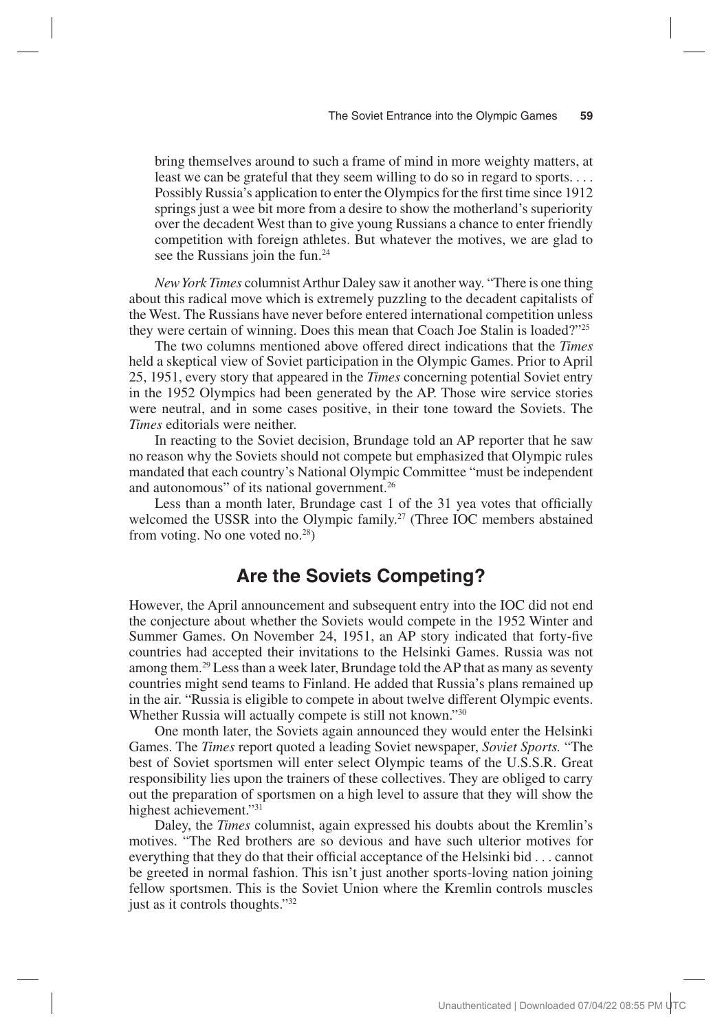bring themselves around to such a frame of mind in more weighty matters, at least we can be grateful that they seem willing to do so in regard to sports. . . . Possibly Russia's application to enter the Olympics for the first time since 1912 springs just a wee bit more from a desire to show the motherland's superiority over the decadent West than to give young Russians a chance to enter friendly competition with foreign athletes. But whatever the motives, we are glad to see the Russians join the fun.[24]

*New York Times* columnist Arthur Daley saw it another way. "There is one thing about this radical move which is extremely puzzling to the decadent capitalists of the West. The Russians have never before entered international competition unless they were certain of winning. Does this mean that Coach Joe Stalin is loaded?"[25]

The two columns mentioned above offered direct indications that the *Times* held a skeptical view of Soviet participation in the Olympic Games. Prior to April 25, 1951, every story that appeared in the *Times* concerning potential Soviet entry in the 1952 Olympics had been generated by the AP. Those wire service stories were neutral, and in some cases positive, in their tone toward the Soviets. The *Times* editorials were neither.

In reacting to the Soviet decision, Brundage told an AP reporter that he saw no reason why the Soviets should not compete but emphasized that Olympic rules mandated that each country's National Olympic Committee "must be independent and autonomous" of its national government.[26]

Less than a month later, Brundage cast 1 of the 31 yea votes that officially welcomed the USSR into the Olympic family.[27] (Three IOC members abstained from voting. No one voted no.[28])

## Are the Soviets Competing?

However, the April announcement and subsequent entry into the IOC did not end the conjecture about whether the Soviets would compete in the 1952 Winter and Summer Games. On November 24, 1951, an AP story indicated that forty-five countries had accepted their invitations to the Helsinki Games. Russia was not among them.[29] Less than a week later, Brundage told the AP that as many as seventy countries might send teams to Finland. He added that Russia's plans remained up in the air. "Russia is eligible to compete in about twelve different Olympic events. Whether Russia will actually compete is still not known."[30]

One month later, the Soviets again announced they would enter the Helsinki Games. The *Times* report quoted a leading Soviet newspaper, *Soviet Sports.* "The best of Soviet sportsmen will enter select Olympic teams of the U.S.S.R. Great responsibility lies upon the trainers of these collectives. They are obliged to carry out the preparation of sportsmen on a high level to assure that they will show the highest achievement."[31]

Daley, the *Times* columnist, again expressed his doubts about the Kremlin's motives. "The Red brothers are so devious and have such ulterior motives for everything that they do that their official acceptance of the Helsinki bid . . . cannot be greeted in normal fashion. This isn't just another sports-loving nation joining fellow sportsmen. This is the Soviet Union where the Kremlin controls muscles just as it controls thoughts."[32]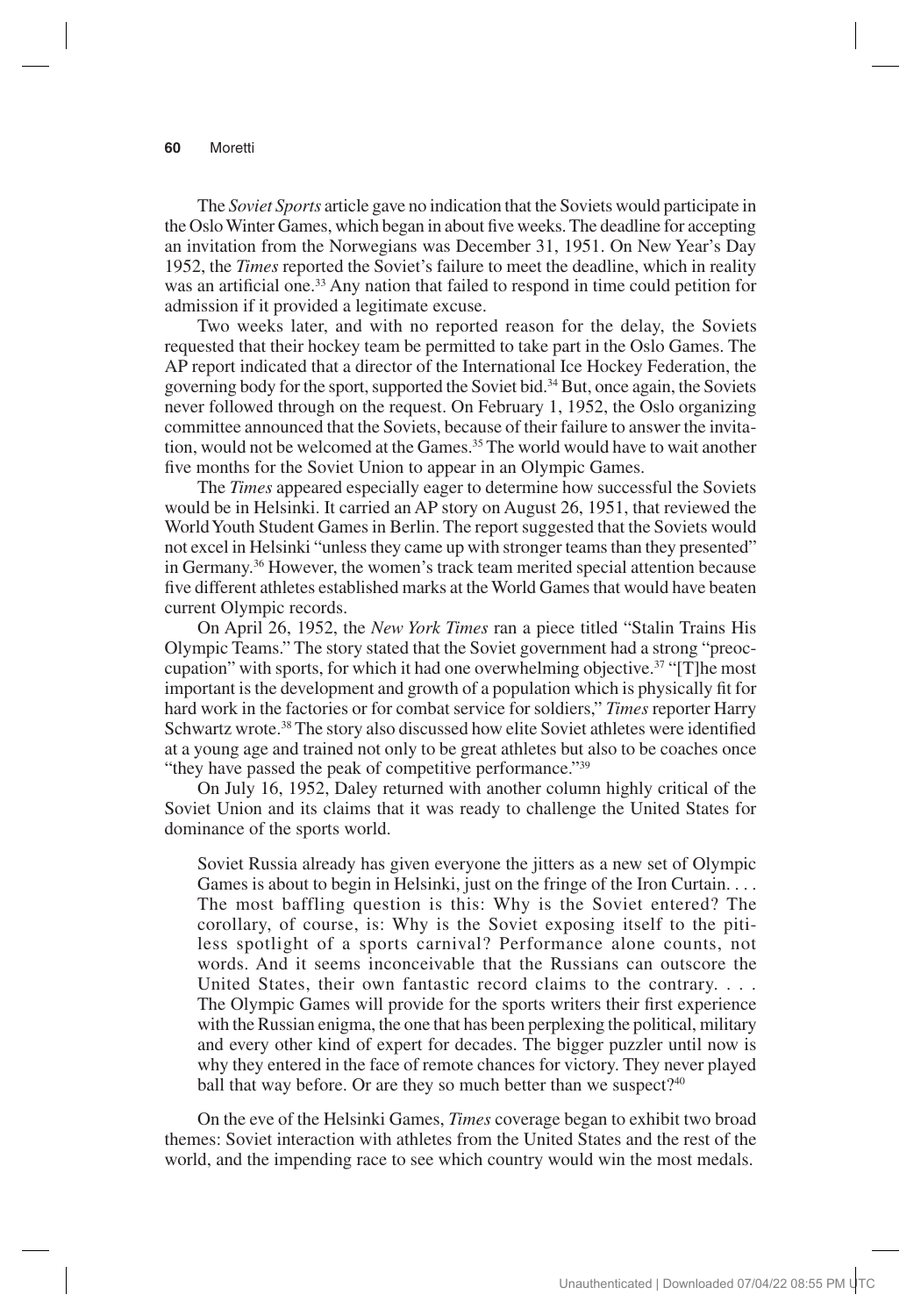The *Soviet Sports* article gave no indication that the Soviets would participate in the Oslo Winter Games, which began in about five weeks. The deadline for accepting an invitation from the Norwegians was December 31, 1951. On New Year's Day 1952, the *Times* reported the Soviet's failure to meet the deadline, which in reality was an artificial one.[33] Any nation that failed to respond in time could petition for admission if it provided a legitimate excuse.

Two weeks later, and with no reported reason for the delay, the Soviets requested that their hockey team be permitted to take part in the Oslo Games. The AP report indicated that a director of the International Ice Hockey Federation, the governing body for the sport, supported the Soviet bid.[34] But, once again, the Soviets never followed through on the request. On February 1, 1952, the Oslo organizing committee announced that the Soviets, because of their failure to answer the invitation, would not be welcomed at the Games.[35] The world would have to wait another five months for the Soviet Union to appear in an Olympic Games.

The *Times* appeared especially eager to determine how successful the Soviets would be in Helsinki. It carried an AP story on August 26, 1951, that reviewed the World Youth Student Games in Berlin. The report suggested that the Soviets would not excel in Helsinki "unless they came up with stronger teams than they presented" in Germany.[36] However, the women's track team merited special attention because five different athletes established marks at the World Games that would have beaten current Olympic records.

On April 26, 1952, the *New York Times* ran a piece titled "Stalin Trains His Olympic Teams." The story stated that the Soviet government had a strong "preoccupation" with sports, for which it had one overwhelming objective.[37] "[T]he most important is the development and growth of a population which is physically fit for hard work in the factories or for combat service for soldiers," *Times* reporter Harry Schwartz wrote.[38] The story also discussed how elite Soviet athletes were identified at a young age and trained not only to be great athletes but also to be coaches once "they have passed the peak of competitive performance."[39]

On July 16, 1952, Daley returned with another column highly critical of the Soviet Union and its claims that it was ready to challenge the United States for dominance of the sports world.

> Soviet Russia already has given everyone the jitters as a new set of Olympic Games is about to begin in Helsinki, just on the fringe of the Iron Curtain. . . . The most baffling question is this: Why is the Soviet entered? The corollary, of course, is: Why is the Soviet exposing itself to the pitiless spotlight of a sports carnival? Performance alone counts, not words. And it seems inconceivable that the Russians can outscore the United States, their own fantastic record claims to the contrary. . . . The Olympic Games will provide for the sports writers their first experience with the Russian enigma, the one that has been perplexing the political, military and every other kind of expert for decades. The bigger puzzler until now is why they entered in the face of remote chances for victory. They never played ball that way before. Or are they so much better than we suspect?[40]

On the eve of the Helsinki Games, *Times* coverage began to exhibit two broad themes: Soviet interaction with athletes from the United States and the rest of the world, and the impending race to see which country would win the most medals.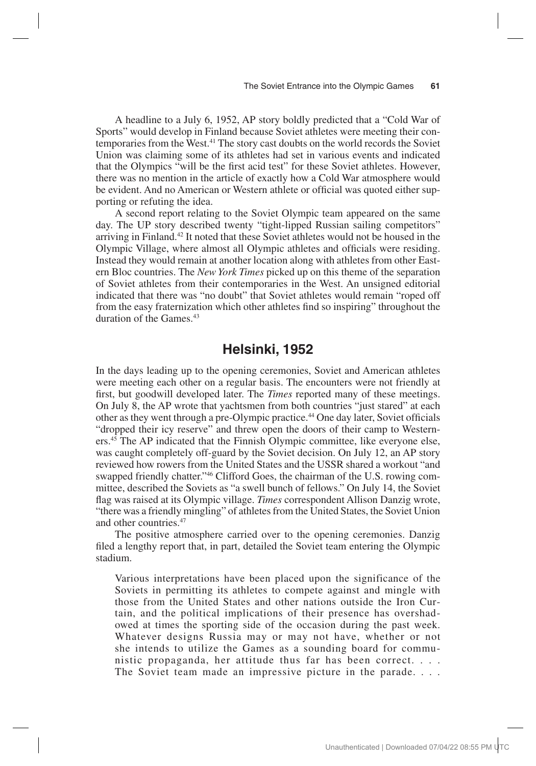A headline to a July 6, 1952, AP story boldly predicted that a "Cold War of Sports" would develop in Finland because Soviet athletes were meeting their contemporaries from the West.[41] The story cast doubts on the world records the Soviet Union was claiming some of its athletes had set in various events and indicated that the Olympics "will be the first acid test" for these Soviet athletes. However, there was no mention in the article of exactly how a Cold War atmosphere would be evident. And no American or Western athlete or official was quoted either supporting or refuting the idea.

A second report relating to the Soviet Olympic team appeared on the same day. The UP story described twenty "tight-lipped Russian sailing competitors" arriving in Finland.[42] It noted that these Soviet athletes would not be housed in the Olympic Village, where almost all Olympic athletes and officials were residing. Instead they would remain at another location along with athletes from other Eastern Bloc countries. The *New York Times* picked up on this theme of the separation of Soviet athletes from their contemporaries in the West. An unsigned editorial indicated that there was "no doubt" that Soviet athletes would remain "roped off from the easy fraternization which other athletes find so inspiring" throughout the duration of the Games.[43]

## Helsinki, 1952

In the days leading up to the opening ceremonies, Soviet and American athletes were meeting each other on a regular basis. The encounters were not friendly at first, but goodwill developed later. The *Times* reported many of these meetings. On July 8, the AP wrote that yachtsmen from both countries "just stared" at each other as they went through a pre-Olympic practice.[44] One day later, Soviet officials "dropped their icy reserve" and threw open the doors of their camp to Westerners.[45] The AP indicated that the Finnish Olympic committee, like everyone else, was caught completely off-guard by the Soviet decision. On July 12, an AP story reviewed how rowers from the United States and the USSR shared a workout "and swapped friendly chatter."[46] Clifford Goes, the chairman of the U.S. rowing committee, described the Soviets as "a swell bunch of fellows." On July 14, the Soviet flag was raised at its Olympic village. *Times* correspondent Allison Danzig wrote, "there was a friendly mingling" of athletes from the United States, the Soviet Union and other countries.[47]

The positive atmosphere carried over to the opening ceremonies. Danzig filed a lengthy report that, in part, detailed the Soviet team entering the Olympic stadium.

> Various interpretations have been placed upon the significance of the Soviets in permitting its athletes to compete against and mingle with those from the United States and other nations outside the Iron Curtain, and the political implications of their presence has overshadowed at times the sporting side of the occasion during the past week. Whatever designs Russia may or may not have, whether or not she intends to utilize the Games as a sounding board for communistic propaganda, her attitude thus far has been correct. . . . The Soviet team made an impressive picture in the parade. . . .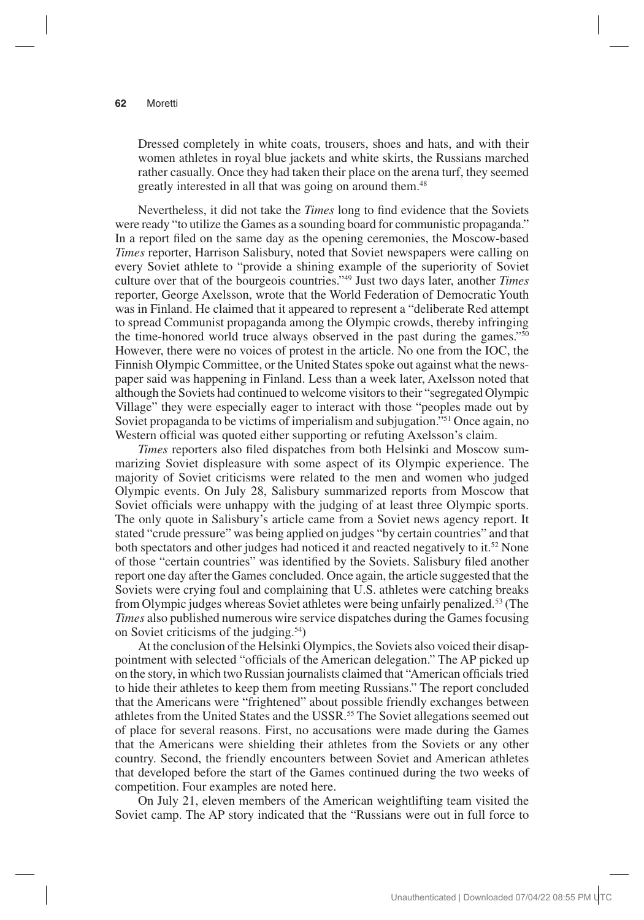> Dressed completely in white coats, trousers, shoes and hats, and with their women athletes in royal blue jackets and white skirts, the Russians marched rather casually. Once they had taken their place on the arena turf, they seemed greatly interested in all that was going on around them.[48]

Nevertheless, it did not take the *Times* long to find evidence that the Soviets were ready "to utilize the Games as a sounding board for communistic propaganda." In a report filed on the same day as the opening ceremonies, the Moscow-based *Times* reporter, Harrison Salisbury, noted that Soviet newspapers were calling on every Soviet athlete to "provide a shining example of the superiority of Soviet culture over that of the bourgeois countries."[49] Just two days later, another *Times* reporter, George Axelsson, wrote that the World Federation of Democratic Youth was in Finland. He claimed that it appeared to represent a "deliberate Red attempt to spread Communist propaganda among the Olympic crowds, thereby infringing the time-honored world truce always observed in the past during the games."[50] However, there were no voices of protest in the article. No one from the IOC, the Finnish Olympic Committee, or the United States spoke out against what the newspaper said was happening in Finland. Less than a week later, Axelsson noted that although the Soviets had continued to welcome visitors to their "segregated Olympic Village" they were especially eager to interact with those "peoples made out by Soviet propaganda to be victims of imperialism and subjugation."[51] Once again, no Western official was quoted either supporting or refuting Axelsson's claim.

*Times* reporters also filed dispatches from both Helsinki and Moscow summarizing Soviet displeasure with some aspect of its Olympic experience. The majority of Soviet criticisms were related to the men and women who judged Olympic events. On July 28, Salisbury summarized reports from Moscow that Soviet officials were unhappy with the judging of at least three Olympic sports. The only quote in Salisbury's article came from a Soviet news agency report. It stated "crude pressure" was being applied on judges "by certain countries" and that both spectators and other judges had noticed it and reacted negatively to it.[52] None of those "certain countries" was identified by the Soviets. Salisbury filed another report one day after the Games concluded. Once again, the article suggested that the Soviets were crying foul and complaining that U.S. athletes were catching breaks from Olympic judges whereas Soviet athletes were being unfairly penalized.[53] (The *Times* also published numerous wire service dispatches during the Games focusing on Soviet criticisms of the judging.[54])

At the conclusion of the Helsinki Olympics, the Soviets also voiced their disappointment with selected "officials of the American delegation." The AP picked up on the story, in which two Russian journalists claimed that "American officials tried to hide their athletes to keep them from meeting Russians." The report concluded that the Americans were "frightened" about possible friendly exchanges between athletes from the United States and the USSR.[55] The Soviet allegations seemed out of place for several reasons. First, no accusations were made during the Games that the Americans were shielding their athletes from the Soviets or any other country. Second, the friendly encounters between Soviet and American athletes that developed before the start of the Games continued during the two weeks of competition. Four examples are noted here.

On July 21, eleven members of the American weightlifting team visited the Soviet camp. The AP story indicated that the "Russians were out in full force to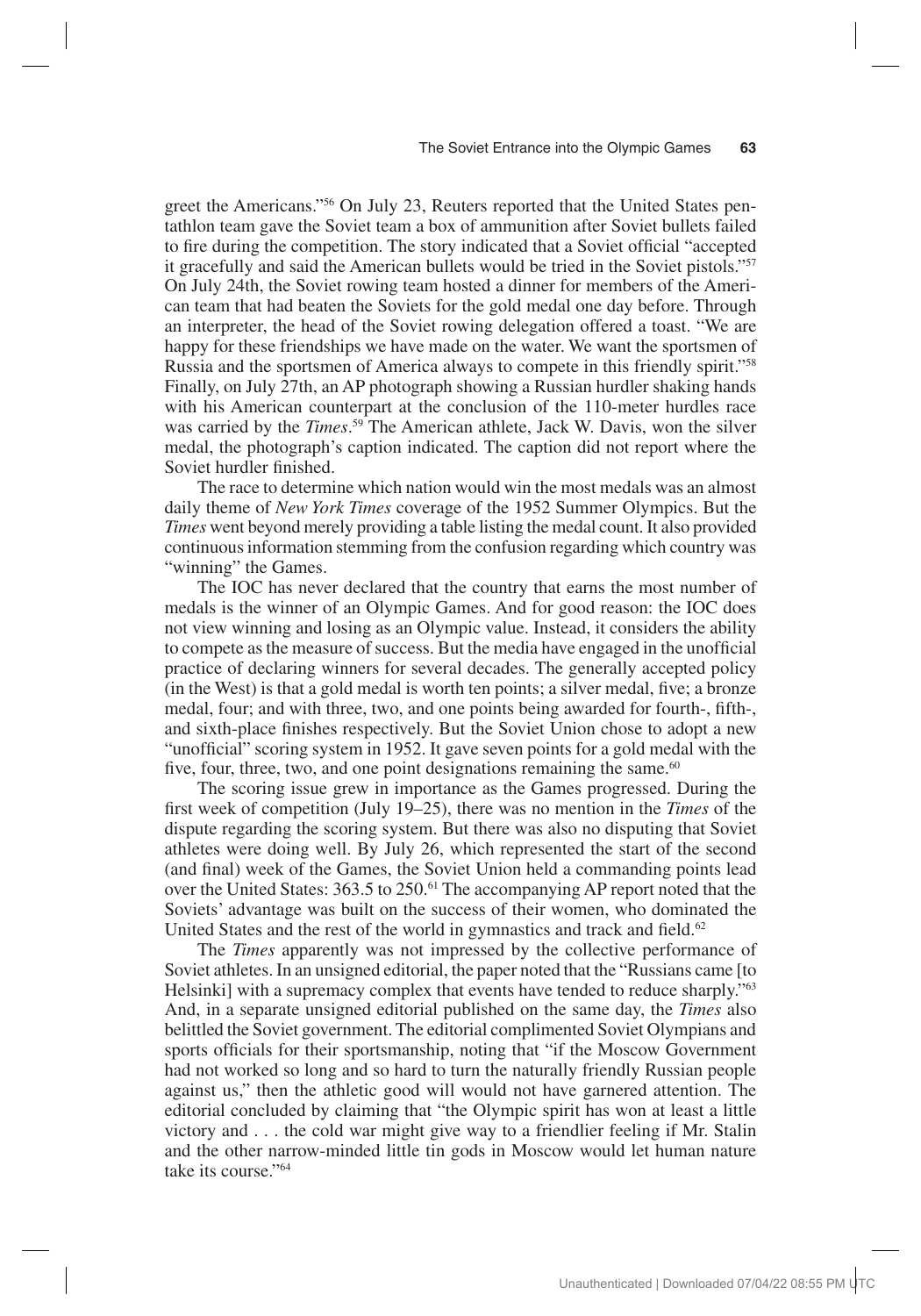greet the Americans."[56] On July 23, Reuters reported that the United States pentathlon team gave the Soviet team a box of ammunition after Soviet bullets failed to fire during the competition. The story indicated that a Soviet official "accepted it gracefully and said the American bullets would be tried in the Soviet pistols."[57] On July 24th, the Soviet rowing team hosted a dinner for members of the American team that had beaten the Soviets for the gold medal one day before. Through an interpreter, the head of the Soviet rowing delegation offered a toast. "We are happy for these friendships we have made on the water. We want the sportsmen of Russia and the sportsmen of America always to compete in this friendly spirit."[58] Finally, on July 27th, an AP photograph showing a Russian hurdler shaking hands with his American counterpart at the conclusion of the 110-meter hurdles race was carried by the *Times*.[59] The American athlete, Jack W. Davis, won the silver medal, the photograph's caption indicated. The caption did not report where the Soviet hurdler finished.

The race to determine which nation would win the most medals was an almost daily theme of *New York Times* coverage of the 1952 Summer Olympics. But the *Times* went beyond merely providing a table listing the medal count. It also provided continuous information stemming from the confusion regarding which country was "winning" the Games.

The IOC has never declared that the country that earns the most number of medals is the winner of an Olympic Games. And for good reason: the IOC does not view winning and losing as an Olympic value. Instead, it considers the ability to compete as the measure of success. But the media have engaged in the unofficial practice of declaring winners for several decades. The generally accepted policy (in the West) is that a gold medal is worth ten points; a silver medal, five; a bronze medal, four; and with three, two, and one points being awarded for fourth-, fifth-, and sixth-place finishes respectively. But the Soviet Union chose to adopt a new "unofficial" scoring system in 1952. It gave seven points for a gold medal with the five, four, three, two, and one point designations remaining the same.[60]

The scoring issue grew in importance as the Games progressed. During the first week of competition (July 19–25), there was no mention in the *Times* of the dispute regarding the scoring system. But there was also no disputing that Soviet athletes were doing well. By July 26, which represented the start of the second (and final) week of the Games, the Soviet Union held a commanding points lead over the United States: 363.5 to 250.[61] The accompanying AP report noted that the Soviets' advantage was built on the success of their women, who dominated the United States and the rest of the world in gymnastics and track and field.[62]

The *Times* apparently was not impressed by the collective performance of Soviet athletes. In an unsigned editorial, the paper noted that the "Russians came [to Helsinki] with a supremacy complex that events have tended to reduce sharply."[63] And, in a separate unsigned editorial published on the same day, the *Times* also belittled the Soviet government. The editorial complimented Soviet Olympians and sports officials for their sportsmanship, noting that "if the Moscow Government had not worked so long and so hard to turn the naturally friendly Russian people against us," then the athletic good will would not have garnered attention. The editorial concluded by claiming that "the Olympic spirit has won at least a little victory and . . . the cold war might give way to a friendlier feeling if Mr. Stalin and the other narrow-minded little tin gods in Moscow would let human nature take its course."[64]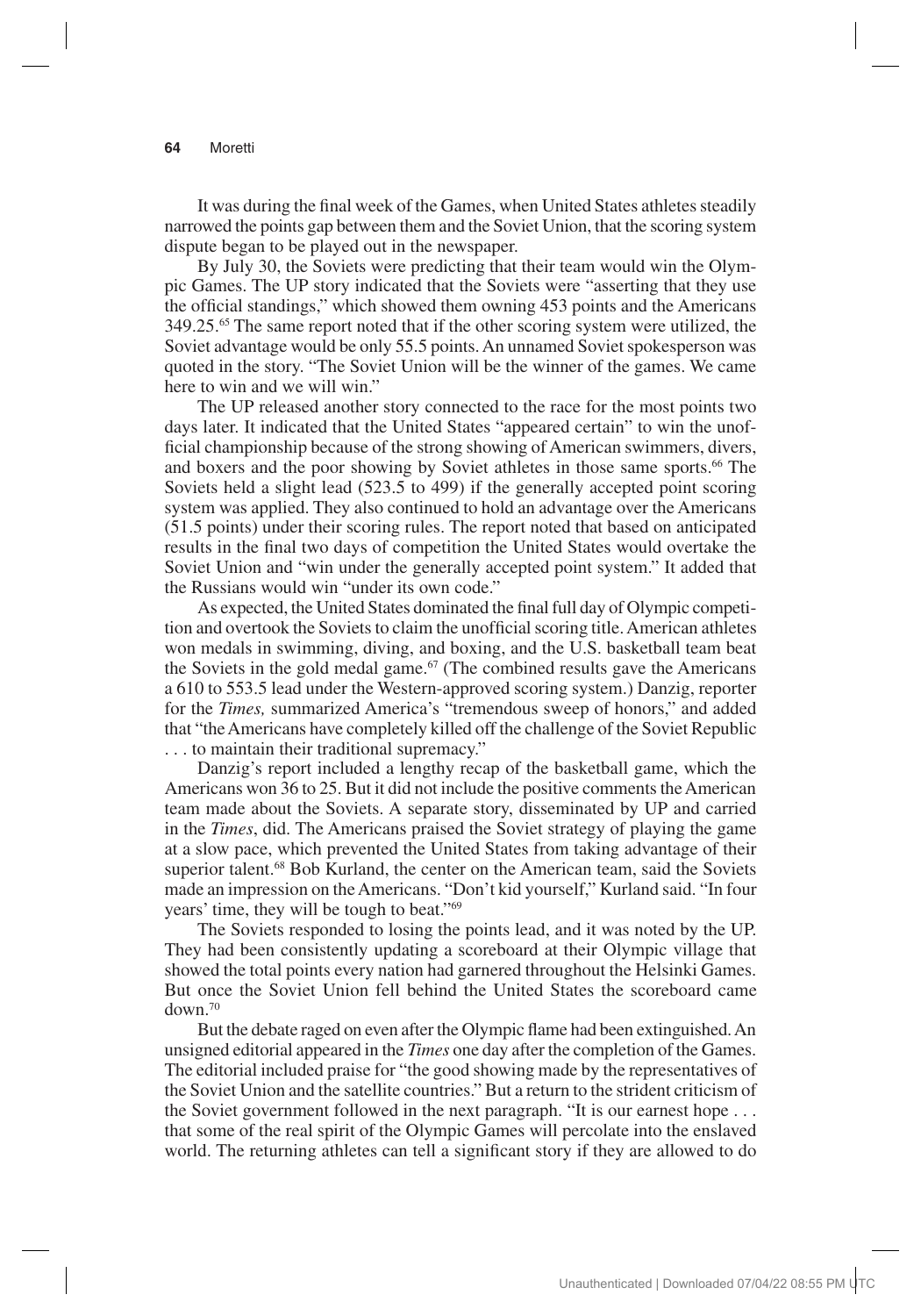It was during the final week of the Games, when United States athletes steadily narrowed the points gap between them and the Soviet Union, that the scoring system dispute began to be played out in the newspaper.

By July 30, the Soviets were predicting that their team would win the Olympic Games. The UP story indicated that the Soviets were "asserting that they use the official standings," which showed them owning 453 points and the Americans 349.25.[65] The same report noted that if the other scoring system were utilized, the Soviet advantage would be only 55.5 points. An unnamed Soviet spokesperson was quoted in the story. "The Soviet Union will be the winner of the games. We came here to win and we will win."

The UP released another story connected to the race for the most points two days later. It indicated that the United States "appeared certain" to win the unofficial championship because of the strong showing of American swimmers, divers, and boxers and the poor showing by Soviet athletes in those same sports.[66] The Soviets held a slight lead (523.5 to 499) if the generally accepted point scoring system was applied. They also continued to hold an advantage over the Americans (51.5 points) under their scoring rules. The report noted that based on anticipated results in the final two days of competition the United States would overtake the Soviet Union and "win under the generally accepted point system." It added that the Russians would win "under its own code."

As expected, the United States dominated the final full day of Olympic competition and overtook the Soviets to claim the unofficial scoring title. American athletes won medals in swimming, diving, and boxing, and the U.S. basketball team beat the Soviets in the gold medal game.[67] (The combined results gave the Americans a 610 to 553.5 lead under the Western-approved scoring system.) Danzig, reporter for the *Times,* summarized America's "tremendous sweep of honors," and added that "the Americans have completely killed off the challenge of the Soviet Republic . . . to maintain their traditional supremacy."

Danzig's report included a lengthy recap of the basketball game, which the Americans won 36 to 25. But it did not include the positive comments the American team made about the Soviets. A separate story, disseminated by UP and carried in the *Times*, did. The Americans praised the Soviet strategy of playing the game at a slow pace, which prevented the United States from taking advantage of their superior talent.[68] Bob Kurland, the center on the American team, said the Soviets made an impression on the Americans. "Don't kid yourself," Kurland said. "In four years' time, they will be tough to beat."[69]

The Soviets responded to losing the points lead, and it was noted by the UP. They had been consistently updating a scoreboard at their Olympic village that showed the total points every nation had garnered throughout the Helsinki Games. But once the Soviet Union fell behind the United States the scoreboard came down.[70]

But the debate raged on even after the Olympic flame had been extinguished. An unsigned editorial appeared in the *Times* one day after the completion of the Games. The editorial included praise for "the good showing made by the representatives of the Soviet Union and the satellite countries." But a return to the strident criticism of the Soviet government followed in the next paragraph. "It is our earnest hope . . . that some of the real spirit of the Olympic Games will percolate into the enslaved world. The returning athletes can tell a significant story if they are allowed to do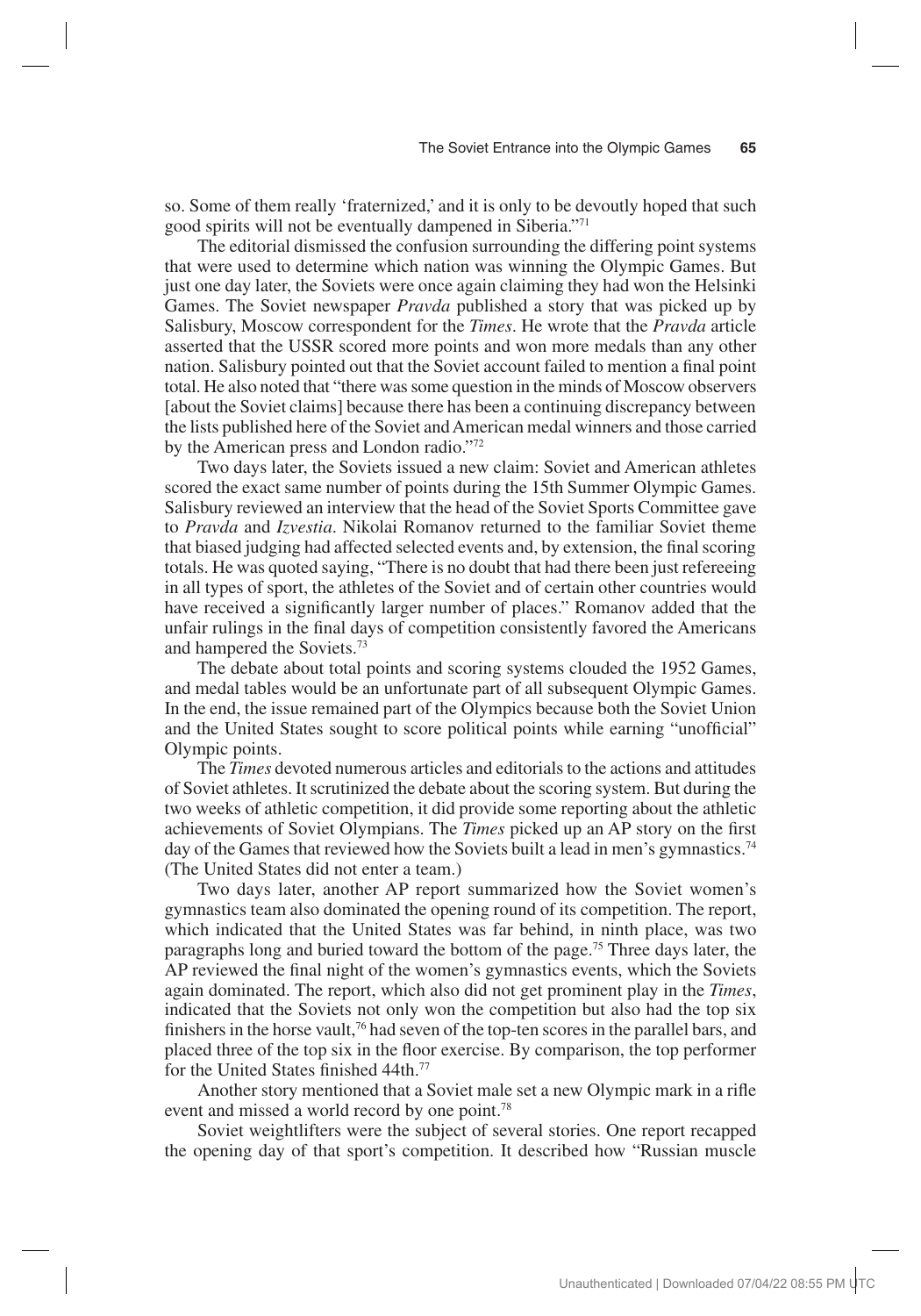so. Some of them really 'fraternized,' and it is only to be devoutly hoped that such good spirits will not be eventually dampened in Siberia."[71]

The editorial dismissed the confusion surrounding the differing point systems that were used to determine which nation was winning the Olympic Games. But just one day later, the Soviets were once again claiming they had won the Helsinki Games. The Soviet newspaper *Pravda* published a story that was picked up by Salisbury, Moscow correspondent for the *Times*. He wrote that the *Pravda* article asserted that the USSR scored more points and won more medals than any other nation. Salisbury pointed out that the Soviet account failed to mention a final point total. He also noted that "there was some question in the minds of Moscow observers [about the Soviet claims] because there has been a continuing discrepancy between the lists published here of the Soviet and American medal winners and those carried by the American press and London radio."[72]

Two days later, the Soviets issued a new claim: Soviet and American athletes scored the exact same number of points during the 15th Summer Olympic Games. Salisbury reviewed an interview that the head of the Soviet Sports Committee gave to *Pravda* and *Izvestia*. Nikolai Romanov returned to the familiar Soviet theme that biased judging had affected selected events and, by extension, the final scoring totals. He was quoted saying, "There is no doubt that had there been just refereeing in all types of sport, the athletes of the Soviet and of certain other countries would have received a significantly larger number of places." Romanov added that the unfair rulings in the final days of competition consistently favored the Americans and hampered the Soviets.[73]

The debate about total points and scoring systems clouded the 1952 Games, and medal tables would be an unfortunate part of all subsequent Olympic Games. In the end, the issue remained part of the Olympics because both the Soviet Union and the United States sought to score political points while earning "unofficial" Olympic points.

The *Times* devoted numerous articles and editorials to the actions and attitudes of Soviet athletes. It scrutinized the debate about the scoring system. But during the two weeks of athletic competition, it did provide some reporting about the athletic achievements of Soviet Olympians. The *Times* picked up an AP story on the first day of the Games that reviewed how the Soviets built a lead in men's gymnastics.[74] (The United States did not enter a team.)

Two days later, another AP report summarized how the Soviet women's gymnastics team also dominated the opening round of its competition. The report, which indicated that the United States was far behind, in ninth place, was two paragraphs long and buried toward the bottom of the page.[75] Three days later, the AP reviewed the final night of the women's gymnastics events, which the Soviets again dominated. The report, which also did not get prominent play in the *Times*, indicated that the Soviets not only won the competition but also had the top six finishers in the horse vault,[76] had seven of the top-ten scores in the parallel bars, and placed three of the top six in the floor exercise. By comparison, the top performer for the United States finished 44th.[77]

Another story mentioned that a Soviet male set a new Olympic mark in a rifle event and missed a world record by one point.[78]

Soviet weightlifters were the subject of several stories. One report recapped the opening day of that sport's competition. It described how "Russian muscle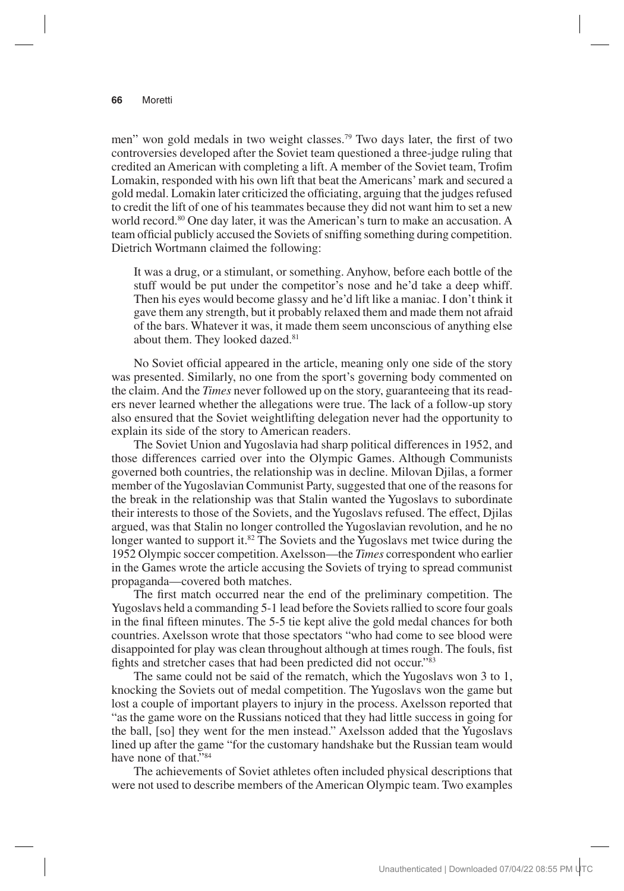men" won gold medals in two weight classes.[79] Two days later, the first of two controversies developed after the Soviet team questioned a three-judge ruling that credited an American with completing a lift. A member of the Soviet team, Trofim Lomakin, responded with his own lift that beat the Americans' mark and secured a gold medal. Lomakin later criticized the officiating, arguing that the judges refused to credit the lift of one of his teammates because they did not want him to set a new world record.[80] One day later, it was the American's turn to make an accusation. A team official publicly accused the Soviets of sniffing something during competition. Dietrich Wortmann claimed the following:

> It was a drug, or a stimulant, or something. Anyhow, before each bottle of the stuff would be put under the competitor's nose and he'd take a deep whiff. Then his eyes would become glassy and he'd lift like a maniac. I don't think it gave them any strength, but it probably relaxed them and made them not afraid of the bars. Whatever it was, it made them seem unconscious of anything else about them. They looked dazed.[81]

No Soviet official appeared in the article, meaning only one side of the story was presented. Similarly, no one from the sport's governing body commented on the claim. And the *Times* never followed up on the story, guaranteeing that its readers never learned whether the allegations were true. The lack of a follow-up story also ensured that the Soviet weightlifting delegation never had the opportunity to explain its side of the story to American readers.

The Soviet Union and Yugoslavia had sharp political differences in 1952, and those differences carried over into the Olympic Games. Although Communists governed both countries, the relationship was in decline. Milovan Djilas, a former member of the Yugoslavian Communist Party, suggested that one of the reasons for the break in the relationship was that Stalin wanted the Yugoslavs to subordinate their interests to those of the Soviets, and the Yugoslavs refused. The effect, Djilas argued, was that Stalin no longer controlled the Yugoslavian revolution, and he no longer wanted to support it.[82] The Soviets and the Yugoslavs met twice during the 1952 Olympic soccer competition. Axelsson—the *Times* correspondent who earlier in the Games wrote the article accusing the Soviets of trying to spread communist propaganda—covered both matches.

The first match occurred near the end of the preliminary competition. The Yugoslavs held a commanding 5-1 lead before the Soviets rallied to score four goals in the final fifteen minutes. The 5-5 tie kept alive the gold medal chances for both countries. Axelsson wrote that those spectators "who had come to see blood were disappointed for play was clean throughout although at times rough. The fouls, fist fights and stretcher cases that had been predicted did not occur."[83]

The same could not be said of the rematch, which the Yugoslavs won 3 to 1, knocking the Soviets out of medal competition. The Yugoslavs won the game but lost a couple of important players to injury in the process. Axelsson reported that "as the game wore on the Russians noticed that they had little success in going for the ball, [so] they went for the men instead." Axelsson added that the Yugoslavs lined up after the game "for the customary handshake but the Russian team would have none of that."[84]

The achievements of Soviet athletes often included physical descriptions that were not used to describe members of the American Olympic team. Two examples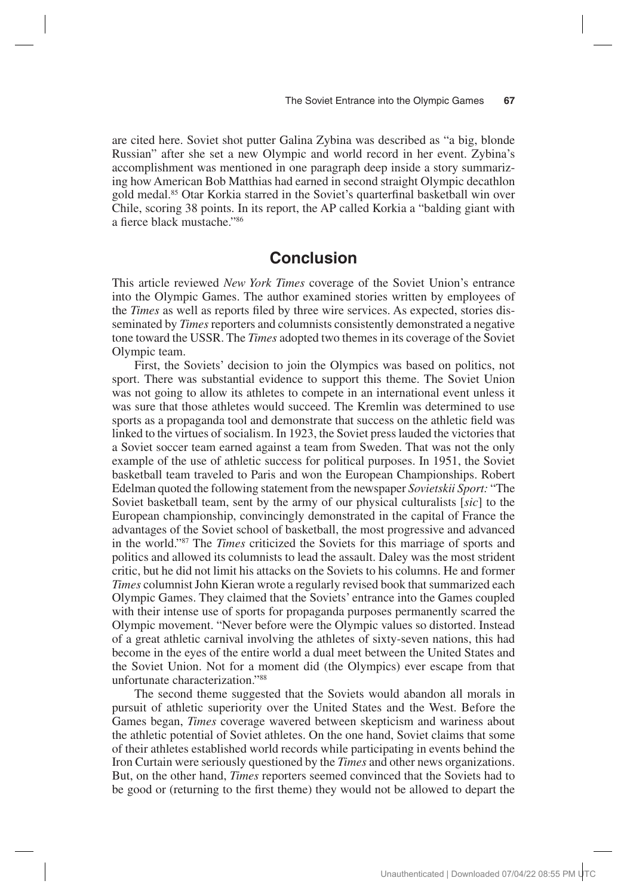are cited here. Soviet shot putter Galina Zybina was described as "a big, blonde Russian" after she set a new Olympic and world record in her event. Zybina's accomplishment was mentioned in one paragraph deep inside a story summarizing how American Bob Matthias had earned in second straight Olympic decathlon gold medal.[85] Otar Korkia starred in the Soviet's quarterfinal basketball win over Chile, scoring 38 points. In its report, the AP called Korkia a "balding giant with a fierce black mustache."[86]

## Conclusion

This article reviewed *New York Times* coverage of the Soviet Union's entrance into the Olympic Games. The author examined stories written by employees of the *Times* as well as reports filed by three wire services. As expected, stories disseminated by *Times* reporters and columnists consistently demonstrated a negative tone toward the USSR. The *Times* adopted two themes in its coverage of the Soviet Olympic team.

First, the Soviets' decision to join the Olympics was based on politics, not sport. There was substantial evidence to support this theme. The Soviet Union was not going to allow its athletes to compete in an international event unless it was sure that those athletes would succeed. The Kremlin was determined to use sports as a propaganda tool and demonstrate that success on the athletic field was linked to the virtues of socialism. In 1923, the Soviet press lauded the victories that a Soviet soccer team earned against a team from Sweden. That was not the only example of the use of athletic success for political purposes. In 1951, the Soviet basketball team traveled to Paris and won the European Championships. Robert Edelman quoted the following statement from the newspaper *Sovietskii Sport:* "The Soviet basketball team, sent by the army of our physical culturalists [*sic*] to the European championship, convincingly demonstrated in the capital of France the advantages of the Soviet school of basketball, the most progressive and advanced in the world."[87] The *Times* criticized the Soviets for this marriage of sports and politics and allowed its columnists to lead the assault. Daley was the most strident critic, but he did not limit his attacks on the Soviets to his columns. He and former *Times* columnist John Kieran wrote a regularly revised book that summarized each Olympic Games. They claimed that the Soviets' entrance into the Games coupled with their intense use of sports for propaganda purposes permanently scarred the Olympic movement. "Never before were the Olympic values so distorted. Instead of a great athletic carnival involving the athletes of sixty-seven nations, this had become in the eyes of the entire world a dual meet between the United States and the Soviet Union. Not for a moment did (the Olympics) ever escape from that unfortunate characterization."[88]

The second theme suggested that the Soviets would abandon all morals in pursuit of athletic superiority over the United States and the West. Before the Games began, *Times* coverage wavered between skepticism and wariness about the athletic potential of Soviet athletes. On the one hand, Soviet claims that some of their athletes established world records while participating in events behind the Iron Curtain were seriously questioned by the *Times* and other news organizations. But, on the other hand, *Times* reporters seemed convinced that the Soviets had to be good or (returning to the first theme) they would not be allowed to depart the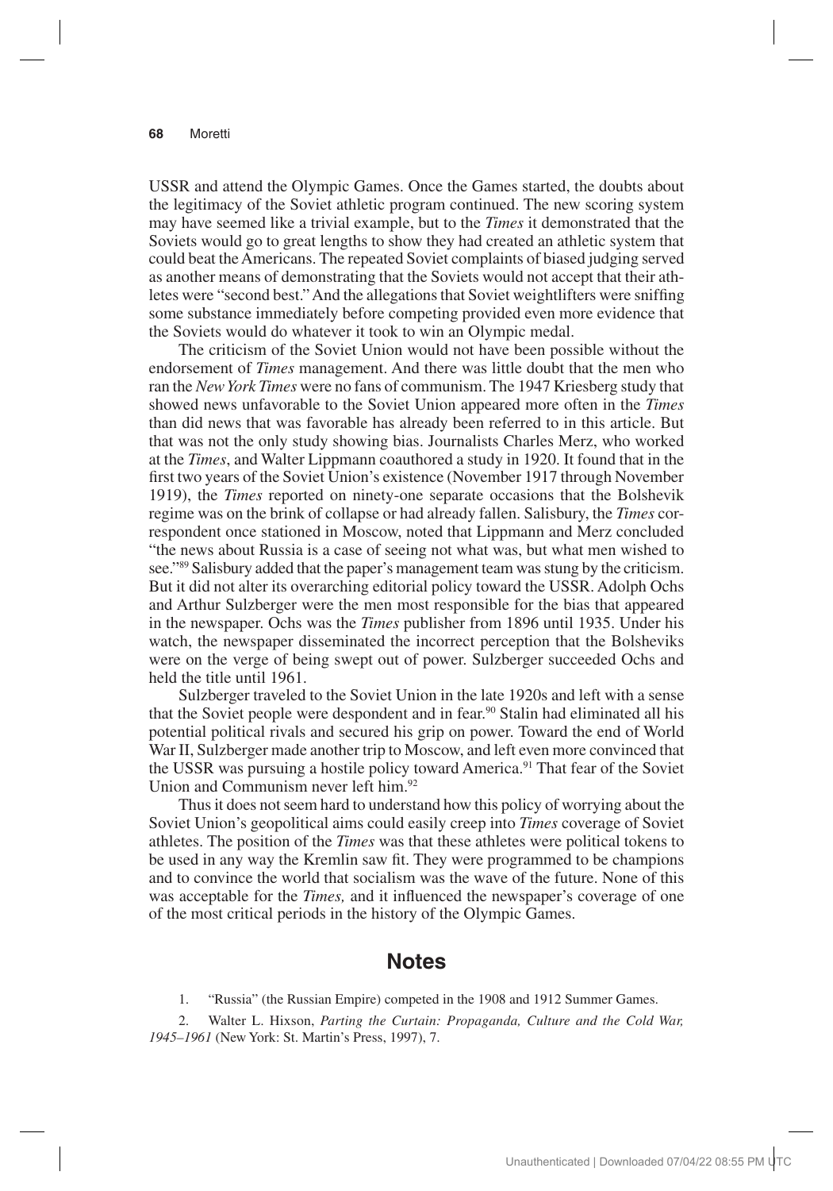USSR and attend the Olympic Games. Once the Games started, the doubts about the legitimacy of the Soviet athletic program continued. The new scoring system may have seemed like a trivial example, but to the *Times* it demonstrated that the Soviets would go to great lengths to show they had created an athletic system that could beat the Americans. The repeated Soviet complaints of biased judging served as another means of demonstrating that the Soviets would not accept that their athletes were "second best." And the allegations that Soviet weightlifters were sniffing some substance immediately before competing provided even more evidence that the Soviets would do whatever it took to win an Olympic medal.

The criticism of the Soviet Union would not have been possible without the endorsement of *Times* management. And there was little doubt that the men who ran the *New York Times* were no fans of communism. The 1947 Kriesberg study that showed news unfavorable to the Soviet Union appeared more often in the *Times* than did news that was favorable has already been referred to in this article. But that was not the only study showing bias. Journalists Charles Merz, who worked at the *Times*, and Walter Lippmann coauthored a study in 1920. It found that in the first two years of the Soviet Union's existence (November 1917 through November 1919), the *Times* reported on ninety-one separate occasions that the Bolshevik regime was on the brink of collapse or had already fallen. Salisbury, the *Times* correspondent once stationed in Moscow, noted that Lippmann and Merz concluded "the news about Russia is a case of seeing not what was, but what men wished to see."[89] Salisbury added that the paper's management team was stung by the criticism. But it did not alter its overarching editorial policy toward the USSR. Adolph Ochs and Arthur Sulzberger were the men most responsible for the bias that appeared in the newspaper. Ochs was the *Times* publisher from 1896 until 1935. Under his watch, the newspaper disseminated the incorrect perception that the Bolsheviks were on the verge of being swept out of power. Sulzberger succeeded Ochs and held the title until 1961.

Sulzberger traveled to the Soviet Union in the late 1920s and left with a sense that the Soviet people were despondent and in fear.[90] Stalin had eliminated all his potential political rivals and secured his grip on power. Toward the end of World War II, Sulzberger made another trip to Moscow, and left even more convinced that the USSR was pursuing a hostile policy toward America.[91] That fear of the Soviet Union and Communism never left him.[92]

Thus it does not seem hard to understand how this policy of worrying about the Soviet Union's geopolitical aims could easily creep into *Times* coverage of Soviet athletes. The position of the *Times* was that these athletes were political tokens to be used in any way the Kremlin saw fit. They were programmed to be champions and to convince the world that socialism was the wave of the future. None of this was acceptable for the *Times,* and it influenced the newspaper's coverage of one of the most critical periods in the history of the Olympic Games.

## Notes

1. "Russia" (the Russian Empire) competed in the 1908 and 1912 Summer Games.

2. Walter L. Hixson, *Parting the Curtain: Propaganda, Culture and the Cold War, 1945–1961* (New York: St. Martin's Press, 1997), 7.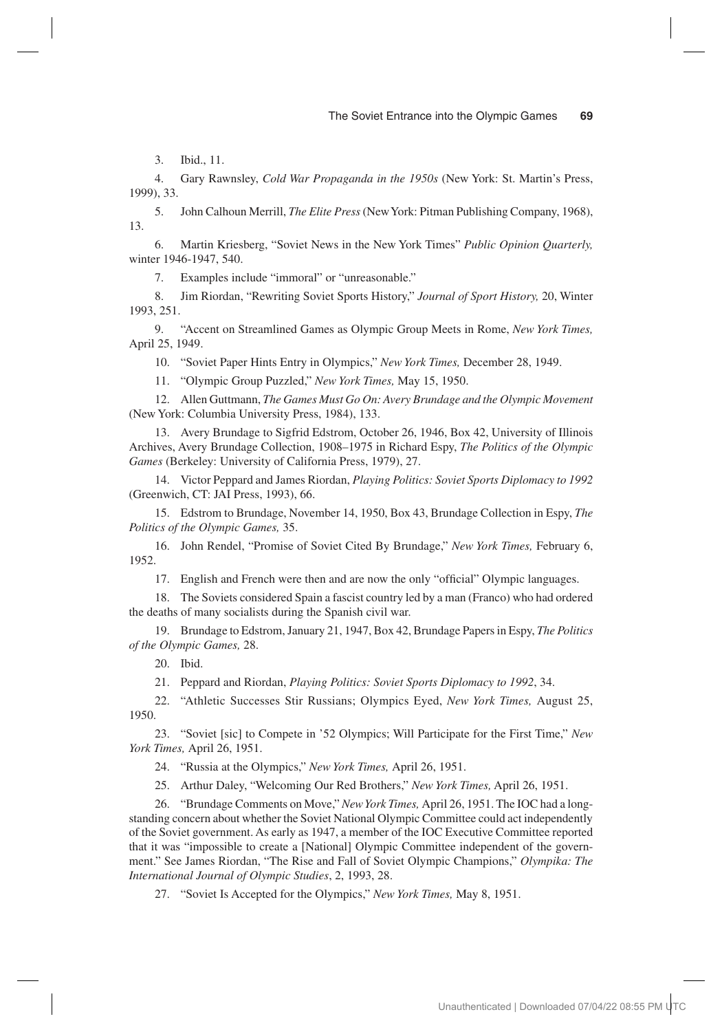3. Ibid., 11.

4. Gary Rawnsley, *Cold War Propaganda in the 1950s* (New York: St. Martin's Press, 1999), 33.

5. John Calhoun Merrill, *The Elite Press* (New York: Pitman Publishing Company, 1968), 13.

6. Martin Kriesberg, "Soviet News in the New York Times" *Public Opinion Quarterly,* winter 1946-1947, 540.

7. Examples include "immoral" or "unreasonable."

8. Jim Riordan, "Rewriting Soviet Sports History," *Journal of Sport History,* 20, Winter 1993, 251.

9. "Accent on Streamlined Games as Olympic Group Meets in Rome, *New York Times,* April 25, 1949.

10. "Soviet Paper Hints Entry in Olympics," *New York Times,* December 28, 1949.

11. "Olympic Group Puzzled," *New York Times,* May 15, 1950.

12. Allen Guttmann, *The Games Must Go On: Avery Brundage and the Olympic Movement* (New York: Columbia University Press, 1984), 133.

13. Avery Brundage to Sigfrid Edstrom, October 26, 1946, Box 42, University of Illinois Archives, Avery Brundage Collection, 1908–1975 in Richard Espy, *The Politics of the Olympic Games* (Berkeley: University of California Press, 1979), 27.

14. Victor Peppard and James Riordan, *Playing Politics: Soviet Sports Diplomacy to 1992* (Greenwich, CT: JAI Press, 1993), 66.

15. Edstrom to Brundage, November 14, 1950, Box 43, Brundage Collection in Espy, *The Politics of the Olympic Games,* 35.

16. John Rendel, "Promise of Soviet Cited By Brundage," *New York Times,* February 6, 1952.

17. English and French were then and are now the only "official" Olympic languages.

18. The Soviets considered Spain a fascist country led by a man (Franco) who had ordered the deaths of many socialists during the Spanish civil war.

19. Brundage to Edstrom, January 21, 1947, Box 42, Brundage Papers in Espy, *The Politics of the Olympic Games,* 28.

20. Ibid.

21. Peppard and Riordan, *Playing Politics: Soviet Sports Diplomacy to 1992*, 34.

22. "Athletic Successes Stir Russians; Olympics Eyed, *New York Times,* August 25, 1950.

23. "Soviet [sic] to Compete in '52 Olympics; Will Participate for the First Time," *New York Times,* April 26, 1951.

24. "Russia at the Olympics," *New York Times,* April 26, 1951.

25. Arthur Daley, "Welcoming Our Red Brothers," *New York Times,* April 26, 1951.

26. "Brundage Comments on Move," *New York Times,* April 26, 1951. The IOC had a long-standing concern about whether the Soviet National Olympic Committee could act independently of the Soviet government. As early as 1947, a member of the IOC Executive Committee reported that it was "impossible to create a [National] Olympic Committee independent of the government." See James Riordan, "The Rise and Fall of Soviet Olympic Champions," *Olympika: The International Journal of Olympic Studies*, 2, 1993, 28.

27. "Soviet Is Accepted for the Olympics," *New York Times,* May 8, 1951.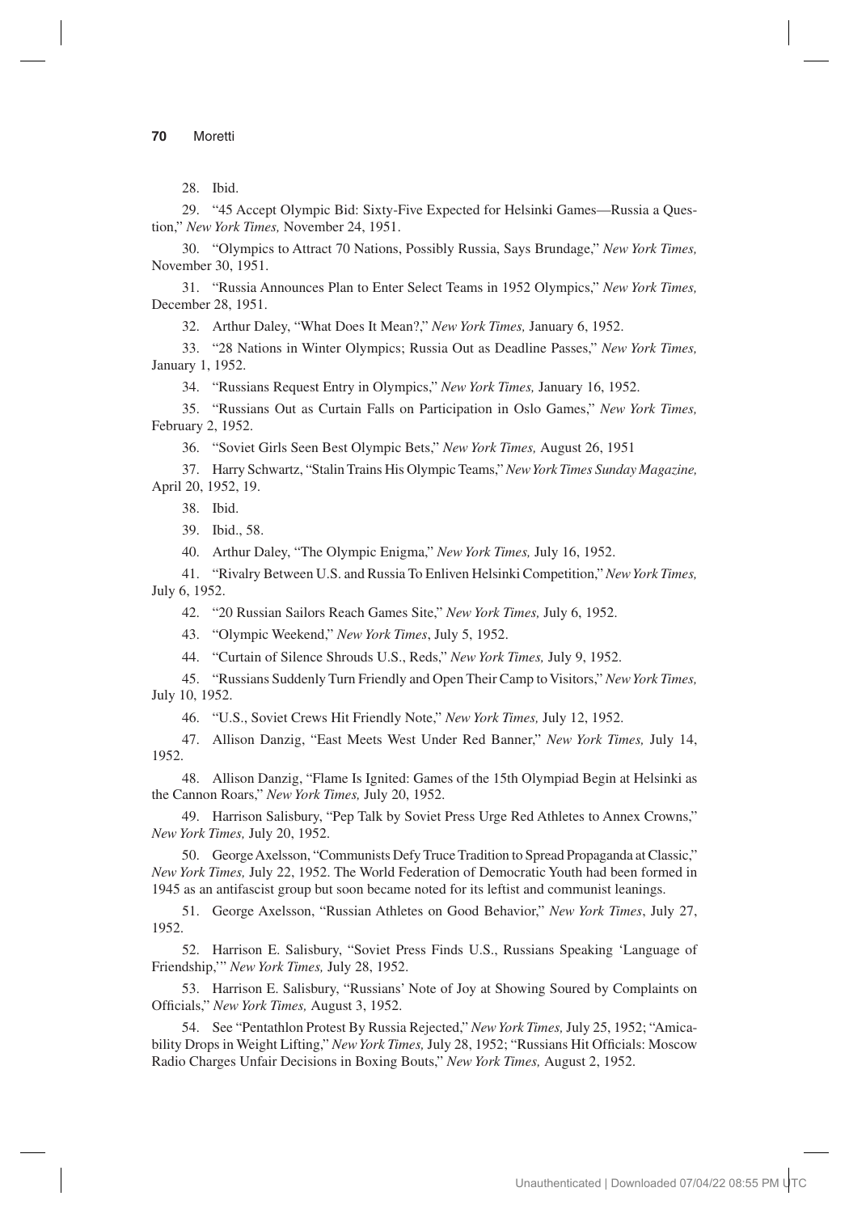28. Ibid.

29. "45 Accept Olympic Bid: Sixty-Five Expected for Helsinki Games—Russia a Question," *New York Times,* November 24, 1951.

30. "Olympics to Attract 70 Nations, Possibly Russia, Says Brundage," *New York Times,* November 30, 1951.

31. "Russia Announces Plan to Enter Select Teams in 1952 Olympics," *New York Times,* December 28, 1951.

32. Arthur Daley, "What Does It Mean?," *New York Times,* January 6, 1952.

33. "28 Nations in Winter Olympics; Russia Out as Deadline Passes," *New York Times,* January 1, 1952.

34. "Russians Request Entry in Olympics," *New York Times,* January 16, 1952.

35. "Russians Out as Curtain Falls on Participation in Oslo Games," *New York Times,* February 2, 1952.

36. "Soviet Girls Seen Best Olympic Bets," *New York Times,* August 26, 1951

37. Harry Schwartz, "Stalin Trains His Olympic Teams," *New York Times Sunday Magazine,* April 20, 1952, 19.

38. Ibid.

39. Ibid., 58.

40. Arthur Daley, "The Olympic Enigma," *New York Times,* July 16, 1952.

41. "Rivalry Between U.S. and Russia To Enliven Helsinki Competition," *New York Times,* July 6, 1952.

42. "20 Russian Sailors Reach Games Site," *New York Times,* July 6, 1952.

43. "Olympic Weekend," *New York Times*, July 5, 1952.

44. "Curtain of Silence Shrouds U.S., Reds," *New York Times,* July 9, 1952.

45. "Russians Suddenly Turn Friendly and Open Their Camp to Visitors," *New York Times,* July 10, 1952.

46. "U.S., Soviet Crews Hit Friendly Note," *New York Times,* July 12, 1952.

47. Allison Danzig, "East Meets West Under Red Banner," *New York Times,* July 14, 1952.

48. Allison Danzig, "Flame Is Ignited: Games of the 15th Olympiad Begin at Helsinki as the Cannon Roars," *New York Times,* July 20, 1952.

49. Harrison Salisbury, "Pep Talk by Soviet Press Urge Red Athletes to Annex Crowns," *New York Times,* July 20, 1952.

50. George Axelsson, "Communists Defy Truce Tradition to Spread Propaganda at Classic," *New York Times,* July 22, 1952. The World Federation of Democratic Youth had been formed in 1945 as an antifascist group but soon became noted for its leftist and communist leanings.

51. George Axelsson, "Russian Athletes on Good Behavior," *New York Times*, July 27, 1952.

52. Harrison E. Salisbury, "Soviet Press Finds U.S., Russians Speaking 'Language of Friendship,'" *New York Times,* July 28, 1952.

53. Harrison E. Salisbury, "Russians' Note of Joy at Showing Soured by Complaints on Officials," *New York Times,* August 3, 1952.

54. See "Pentathlon Protest By Russia Rejected," *New York Times,* July 25, 1952; "Amicability Drops in Weight Lifting," *New York Times,* July 28, 1952; "Russians Hit Officials: Moscow Radio Charges Unfair Decisions in Boxing Bouts," *New York Times,* August 2, 1952.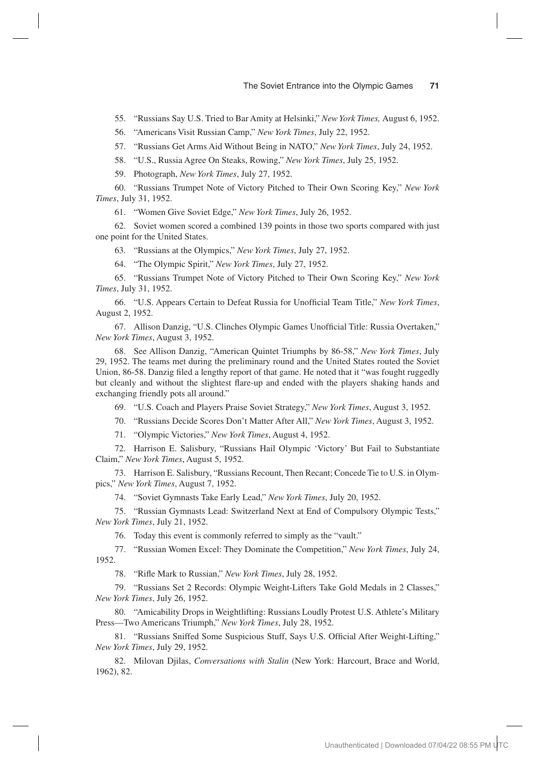55. "Russians Say U.S. Tried to Bar Amity at Helsinki," *New York Times,* August 6, 1952.

56. "Americans Visit Russian Camp," *New York Times*, July 22, 1952.

57. "Russians Get Arms Aid Without Being in NATO," *New York Times*, July 24, 1952.

58. "U.S., Russia Agree On Steaks, Rowing," *New York Times*, July 25, 1952.

59. Photograph, *New York Times*, July 27, 1952.

60. "Russians Trumpet Note of Victory Pitched to Their Own Scoring Key," *New York Times*, July 31, 1952.

61. "Women Give Soviet Edge," *New York Times*, July 26, 1952.

62. Soviet women scored a combined 139 points in those two sports compared with just one point for the United States.

63. "Russians at the Olympics," *New York Times*, July 27, 1952.

64. "The Olympic Spirit," *New York Times*, July 27, 1952.

65. "Russians Trumpet Note of Victory Pitched to Their Own Scoring Key," *New York Times*, July 31, 1952.

66. "U.S. Appears Certain to Defeat Russia for Unofficial Team Title," *New York Times*, August 2, 1952.

67. Allison Danzig, "U.S. Clinches Olympic Games Unofficial Title: Russia Overtaken," *New York Times*, August 3, 1952.

68. See Allison Danzig, "American Quintet Triumphs by 86-58," *New York Times*, July 29, 1952. The teams met during the preliminary round and the United States routed the Soviet Union, 86-58. Danzig filed a lengthy report of that game. He noted that it "was fought ruggedly but cleanly and without the slightest flare-up and ended with the players shaking hands and exchanging friendly pots all around."

69. "U.S. Coach and Players Praise Soviet Strategy," *New York Times*, August 3, 1952.

70. "Russians Decide Scores Don't Matter After All," *New York Times*, August 3, 1952.

71. "Olympic Victories," *New York Times*, August 4, 1952.

72. Harrison E. Salisbury, "Russians Hail Olympic 'Victory' But Fail to Substantiate Claim," *New York Times*, August 5, 1952.

73. Harrison E. Salisbury, "Russians Recount, Then Recant; Concede Tie to U.S. in Olympics," *New York Times*, August 7, 1952.

74. "Soviet Gymnasts Take Early Lead," *New York Times*, July 20, 1952.

75. "Russian Gymnasts Lead: Switzerland Next at End of Compulsory Olympic Tests," *New York Times*, July 21, 1952.

76. Today this event is commonly referred to simply as the "vault."

77. "Russian Women Excel: They Dominate the Competition," *New York Times*, July 24, 1952.

78. "Rifle Mark to Russian," *New York Times*, July 28, 1952.

79. "Russians Set 2 Records: Olympic Weight-Lifters Take Gold Medals in 2 Classes," *New York Times*, July 26, 1952.

80. "Amicability Drops in Weightlifting: Russians Loudly Protest U.S. Athlete's Military Press—Two Americans Triumph," *New York Times*, July 28, 1952.

81. "Russians Sniffed Some Suspicious Stuff, Says U.S. Official After Weight-Lifting," *New York Times*, July 29, 1952.

82. Milovan Djilas, *Conversations with Stalin* (New York: Harcourt, Brace and World, 1962), 82.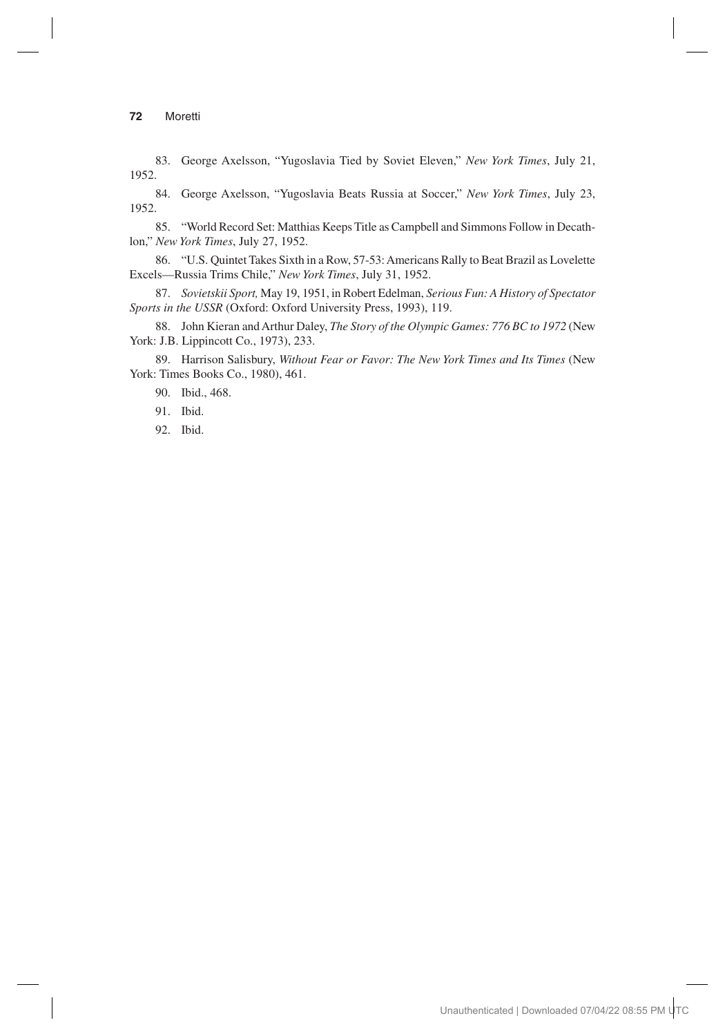83. George Axelsson, "Yugoslavia Tied by Soviet Eleven," *New York Times*, July 21, 1952.

84. George Axelsson, "Yugoslavia Beats Russia at Soccer," *New York Times*, July 23, 1952.

85. "World Record Set: Matthias Keeps Title as Campbell and Simmons Follow in Decathlon," *New York Times*, July 27, 1952.

86. "U.S. Quintet Takes Sixth in a Row, 57-53: Americans Rally to Beat Brazil as Lovelette Excels—Russia Trims Chile," *New York Times*, July 31, 1952.

87. *Sovietskii Sport,* May 19, 1951, in Robert Edelman, *Serious Fun: A History of Spectator Sports in the USSR* (Oxford: Oxford University Press, 1993), 119.

88. John Kieran and Arthur Daley, *The Story of the Olympic Games: 776 BC to 1972* (New York: J.B. Lippincott Co., 1973), 233.

89. Harrison Salisbury, *Without Fear or Favor: The New York Times and Its Times* (New York: Times Books Co., 1980), 461.

90. Ibid., 468.

91. Ibid.

92. Ibid.